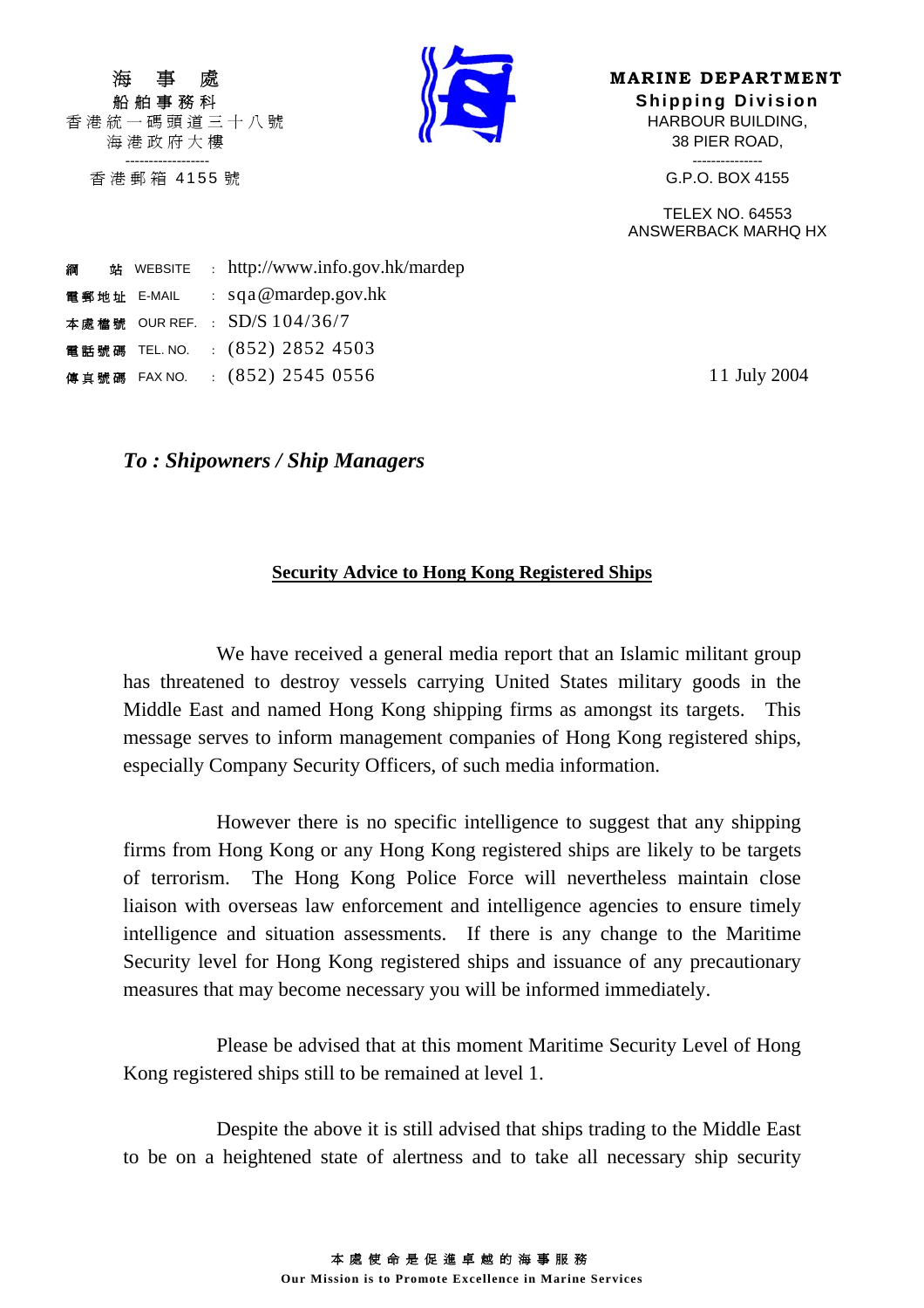海　事　處
船舶事務科
香港統一碼頭道三十八號
海港政府大樓

香港郵箱 4155 號

**MARINE DEPARTMENT**
**Shipping Division**
HARBOUR BUILDING,
38 PIER ROAD,

G.P.O. BOX 4155

TELEX NO. 64553
ANSWERBACK MARHQ HX

網　站 WEBSITE : http://www.info.gov.hk/mardep
電郵地址 E-MAIL : sqa@mardep.gov.hk
本處檔號 OUR REF. : SD/S 104/36/7
電話號碼 TEL. NO. : (852) 2852 4503
傳真號碼 FAX NO. : (852) 2545 0556

11 July 2004

***To : Shipowners / Ship Managers***

**Security Advice to Hong Kong Registered Ships**

We have received a general media report that an Islamic militant group has threatened to destroy vessels carrying United States military goods in the Middle East and named Hong Kong shipping firms as amongst its targets. This message serves to inform management companies of Hong Kong registered ships, especially Company Security Officers, of such media information.

However there is no specific intelligence to suggest that any shipping firms from Hong Kong or any Hong Kong registered ships are likely to be targets of terrorism. The Hong Kong Police Force will nevertheless maintain close liaison with overseas law enforcement and intelligence agencies to ensure timely intelligence and situation assessments. If there is any change to the Maritime Security level for Hong Kong registered ships and issuance of any precautionary measures that may become necessary you will be informed immediately.

Please be advised that at this moment Maritime Security Level of Hong Kong registered ships still to be remained at level 1.

Despite the above it is still advised that ships trading to the Middle East to be on a heightened state of alertness and to take all necessary ship security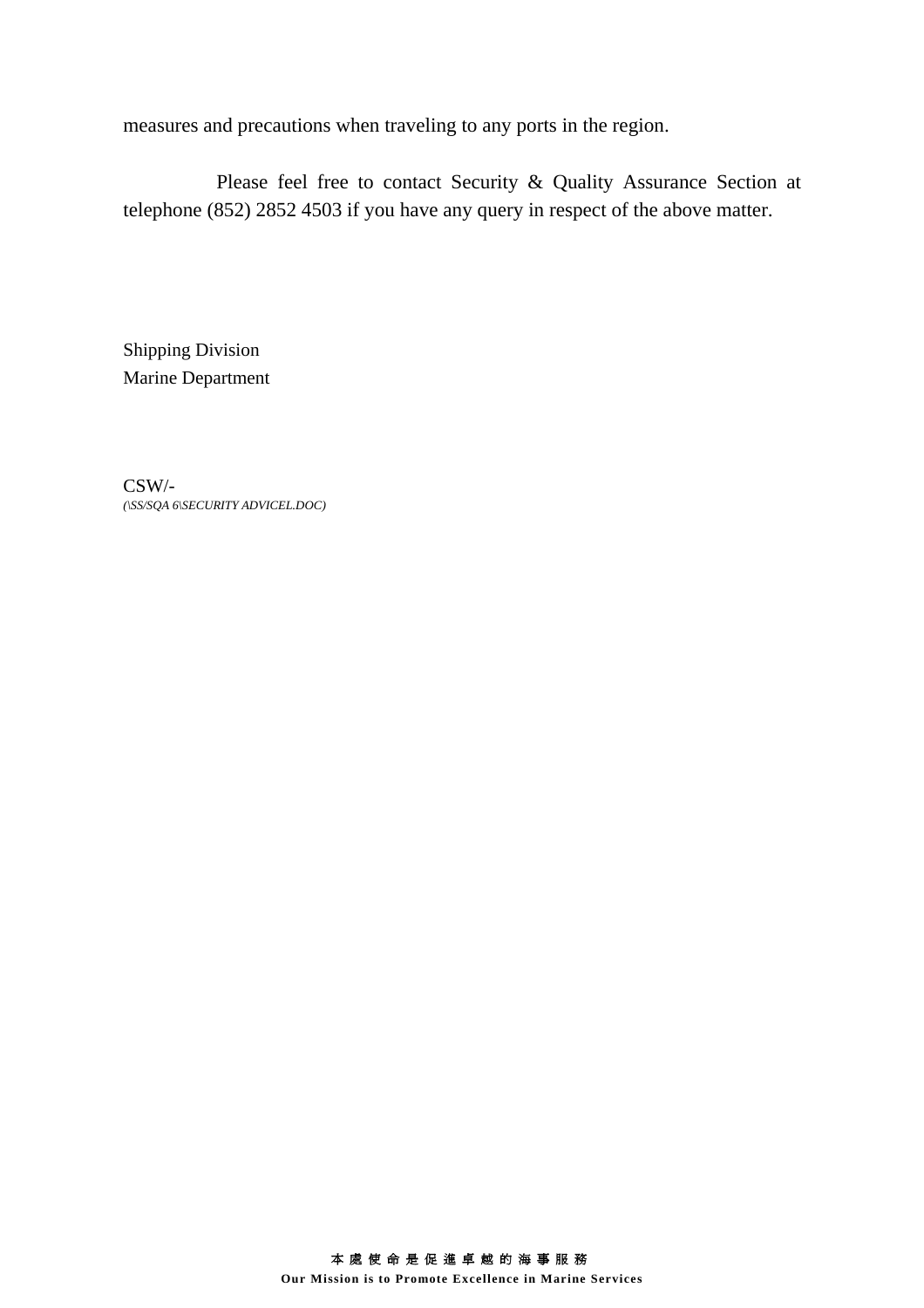measures and precautions when traveling to any ports in the region.

Please feel free to contact Security & Quality Assurance Section at telephone (852) 2852 4503 if you have any query in respect of the above matter.

Shipping Division
Marine Department

CSW/-
*(\SS/SQA 6\SECURITY ADVICEL.DOC)*

本 處 使 命 是 促 進 卓 越 的 海 事 服 務
**Our Mission is to Promote Excellence in Marine Services**